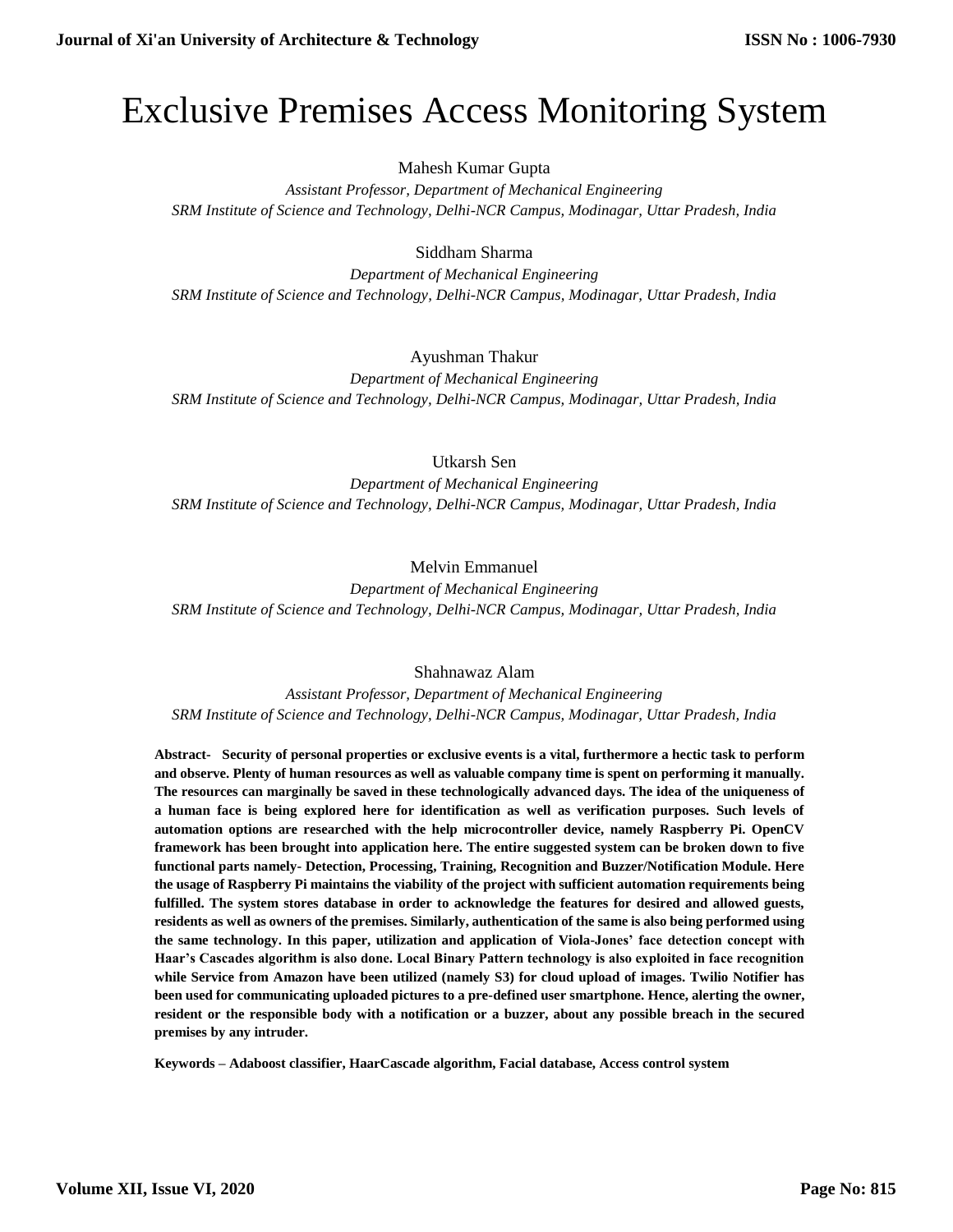# Exclusive Premises Access Monitoring System

Mahesh Kumar Gupta

*Assistant Professor, Department of Mechanical Engineering*
*SRM Institute of Science and Technology, Delhi-NCR Campus, Modinagar, Uttar Pradesh, India*

Siddham Sharma

*Department of Mechanical Engineering*
*SRM Institute of Science and Technology, Delhi-NCR Campus, Modinagar, Uttar Pradesh, India*

Ayushman Thakur

*Department of Mechanical Engineering*
*SRM Institute of Science and Technology, Delhi-NCR Campus, Modinagar, Uttar Pradesh, India*

Utkarsh Sen

*Department of Mechanical Engineering*
*SRM Institute of Science and Technology, Delhi-NCR Campus, Modinagar, Uttar Pradesh, India*

Melvin Emmanuel

*Department of Mechanical Engineering*
*SRM Institute of Science and Technology, Delhi-NCR Campus, Modinagar, Uttar Pradesh, India*

Shahnawaz Alam

*Assistant Professor, Department of Mechanical Engineering*
*SRM Institute of Science and Technology, Delhi-NCR Campus, Modinagar, Uttar Pradesh, India*

**Abstract- Security of personal properties or exclusive events is a vital, furthermore a hectic task to perform and observe. Plenty of human resources as well as valuable company time is spent on performing it manually. The resources can marginally be saved in these technologically advanced days. The idea of the uniqueness of a human face is being explored here for identification as well as verification purposes. Such levels of automation options are researched with the help microcontroller device, namely Raspberry Pi. OpenCV framework has been brought into application here. The entire suggested system can be broken down to five functional parts namely- Detection, Processing, Training, Recognition and Buzzer/Notification Module. Here the usage of Raspberry Pi maintains the viability of the project with sufficient automation requirements being fulfilled. The system stores database in order to acknowledge the features for desired and allowed guests, residents as well as owners of the premises. Similarly, authentication of the same is also being performed using the same technology. In this paper, utilization and application of Viola-Jones' face detection concept with Haar's Cascades algorithm is also done. Local Binary Pattern technology is also exploited in face recognition while Service from Amazon have been utilized (namely S3) for cloud upload of images. Twilio Notifier has been used for communicating uploaded pictures to a pre-defined user smartphone. Hence, alerting the owner, resident or the responsible body with a notification or a buzzer, about any possible breach in the secured premises by any intruder.**

**Keywords – Adaboost classifier, HaarCascade algorithm, Facial database, Access control system**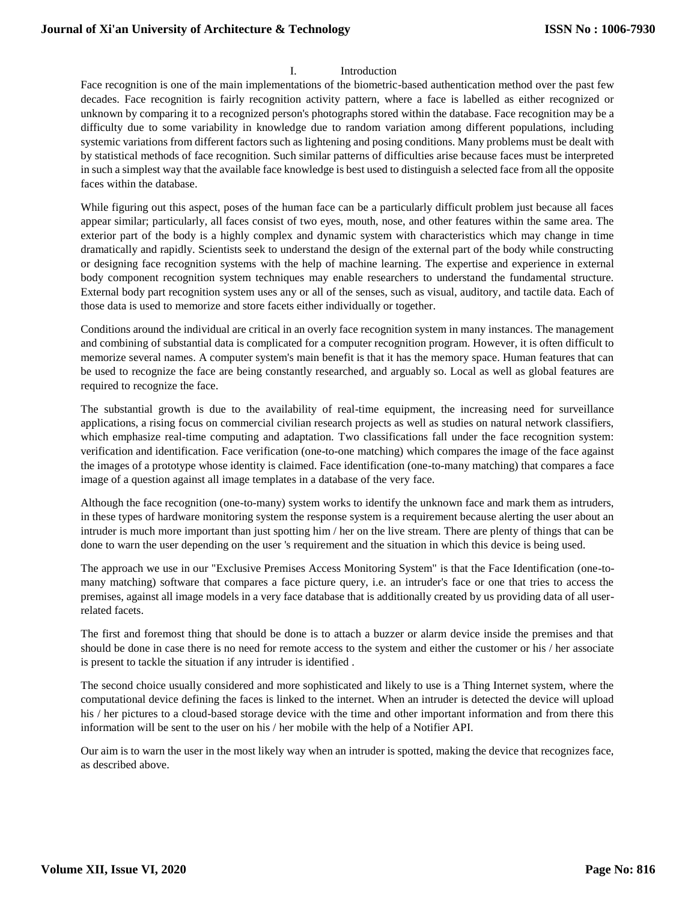## I. Introduction

Face recognition is one of the main implementations of the biometric-based authentication method over the past few decades. Face recognition is fairly recognition activity pattern, where a face is labelled as either recognized or unknown by comparing it to a recognized person's photographs stored within the database. Face recognition may be a difficulty due to some variability in knowledge due to random variation among different populations, including systemic variations from different factors such as lightening and posing conditions. Many problems must be dealt with by statistical methods of face recognition. Such similar patterns of difficulties arise because faces must be interpreted in such a simplest way that the available face knowledge is best used to distinguish a selected face from all the opposite faces within the database.

While figuring out this aspect, poses of the human face can be a particularly difficult problem just because all faces appear similar; particularly, all faces consist of two eyes, mouth, nose, and other features within the same area. The exterior part of the body is a highly complex and dynamic system with characteristics which may change in time dramatically and rapidly. Scientists seek to understand the design of the external part of the body while constructing or designing face recognition systems with the help of machine learning. The expertise and experience in external body component recognition system techniques may enable researchers to understand the fundamental structure. External body part recognition system uses any or all of the senses, such as visual, auditory, and tactile data. Each of those data is used to memorize and store facets either individually or together.

Conditions around the individual are critical in an overly face recognition system in many instances. The management and combining of substantial data is complicated for a computer recognition program. However, it is often difficult to memorize several names. A computer system's main benefit is that it has the memory space. Human features that can be used to recognize the face are being constantly researched, and arguably so. Local as well as global features are required to recognize the face.

The substantial growth is due to the availability of real-time equipment, the increasing need for surveillance applications, a rising focus on commercial civilian research projects as well as studies on natural network classifiers, which emphasize real-time computing and adaptation. Two classifications fall under the face recognition system: verification and identification. Face verification (one-to-one matching) which compares the image of the face against the images of a prototype whose identity is claimed. Face identification (one-to-many matching) that compares a face image of a question against all image templates in a database of the very face.

Although the face recognition (one-to-many) system works to identify the unknown face and mark them as intruders, in these types of hardware monitoring system the response system is a requirement because alerting the user about an intruder is much more important than just spotting him / her on the live stream. There are plenty of things that can be done to warn the user depending on the user 's requirement and the situation in which this device is being used.

The approach we use in our "Exclusive Premises Access Monitoring System" is that the Face Identification (one-to-many matching) software that compares a face picture query, i.e. an intruder's face or one that tries to access the premises, against all image models in a very face database that is additionally created by us providing data of all user-related facets.

The first and foremost thing that should be done is to attach a buzzer or alarm device inside the premises and that should be done in case there is no need for remote access to the system and either the customer or his / her associate is present to tackle the situation if any intruder is identified .

The second choice usually considered and more sophisticated and likely to use is a Thing Internet system, where the computational device defining the faces is linked to the internet. When an intruder is detected the device will upload his / her pictures to a cloud-based storage device with the time and other important information and from there this information will be sent to the user on his / her mobile with the help of a Notifier API.

Our aim is to warn the user in the most likely way when an intruder is spotted, making the device that recognizes face, as described above.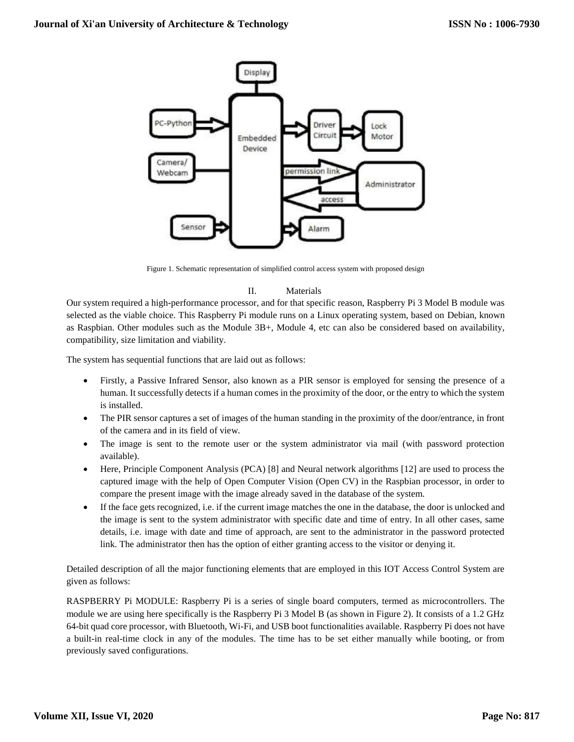Figure 1. Schematic representation of simplified control access system with proposed design

## II. Materials

Our system required a high-performance processor, and for that specific reason, Raspberry Pi 3 Model B module was selected as the viable choice. This Raspberry Pi module runs on a Linux operating system, based on Debian, known as Raspbian. Other modules such as the Module 3B+, Module 4, etc can also be considered based on availability, compatibility, size limitation and viability.

The system has sequential functions that are laid out as follows:

- Firstly, a Passive Infrared Sensor, also known as a PIR sensor is employed for sensing the presence of a human. It successfully detects if a human comes in the proximity of the door, or the entry to which the system is installed.
- The PIR sensor captures a set of images of the human standing in the proximity of the door/entrance, in front of the camera and in its field of view.
- The image is sent to the remote user or the system administrator via mail (with password protection available).
- Here, Principle Component Analysis (PCA) [8] and Neural network algorithms [12] are used to process the captured image with the help of Open Computer Vision (Open CV) in the Raspbian processor, in order to compare the present image with the image already saved in the database of the system.
- If the face gets recognized, i.e. if the current image matches the one in the database, the door is unlocked and the image is sent to the system administrator with specific date and time of entry. In all other cases, same details, i.e. image with date and time of approach, are sent to the administrator in the password protected link. The administrator then has the option of either granting access to the visitor or denying it.

Detailed description of all the major functioning elements that are employed in this IOT Access Control System are given as follows:

RASPBERRY Pi MODULE: Raspberry Pi is a series of single board computers, termed as microcontrollers. The module we are using here specifically is the Raspberry Pi 3 Model B (as shown in Figure 2). It consists of a 1.2 GHz 64-bit quad core processor, with Bluetooth, Wi-Fi, and USB boot functionalities available. Raspberry Pi does not have a built-in real-time clock in any of the modules. The time has to be set either manually while booting, or from previously saved configurations.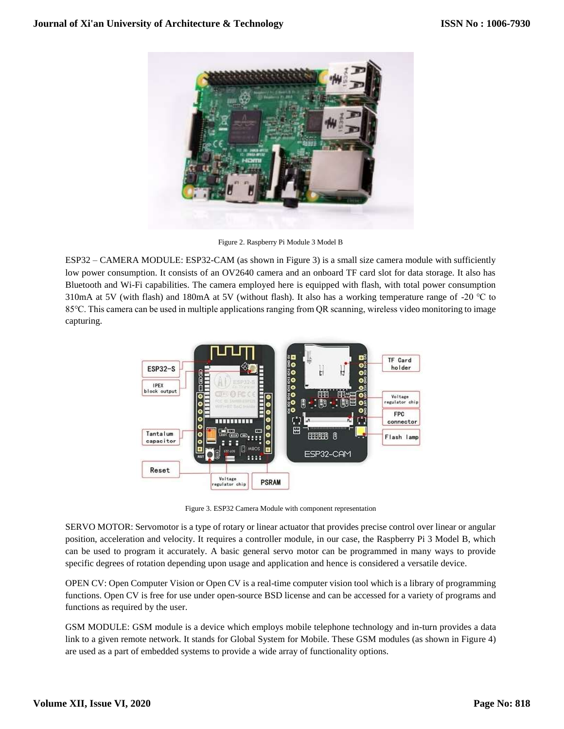Figure 2. Raspberry Pi Module 3 Model B

ESP32 – CAMERA MODULE: ESP32-CAM (as shown in Figure 3) is a small size camera module with sufficiently low power consumption. It consists of an OV2640 camera and an onboard TF card slot for data storage. It also has Bluetooth and Wi-Fi capabilities. The camera employed here is equipped with flash, with total power consumption 310mA at 5V (with flash) and 180mA at 5V (without flash). It also has a working temperature range of -20 ℃ to 85℃. This camera can be used in multiple applications ranging from QR scanning, wireless video monitoring to image capturing.

Figure 3. ESP32 Camera Module with component representation

SERVO MOTOR: Servomotor is a type of rotary or linear actuator that provides precise control over linear or angular position, acceleration and velocity. It requires a controller module, in our case, the Raspberry Pi 3 Model B, which can be used to program it accurately. A basic general servo motor can be programmed in many ways to provide specific degrees of rotation depending upon usage and application and hence is considered a versatile device.

OPEN CV: Open Computer Vision or Open CV is a real-time computer vision tool which is a library of programming functions. Open CV is free for use under open-source BSD license and can be accessed for a variety of programs and functions as required by the user.

GSM MODULE: GSM module is a device which employs mobile telephone technology and in-turn provides a data link to a given remote network. It stands for Global System for Mobile. These GSM modules (as shown in Figure 4) are used as a part of embedded systems to provide a wide array of functionality options.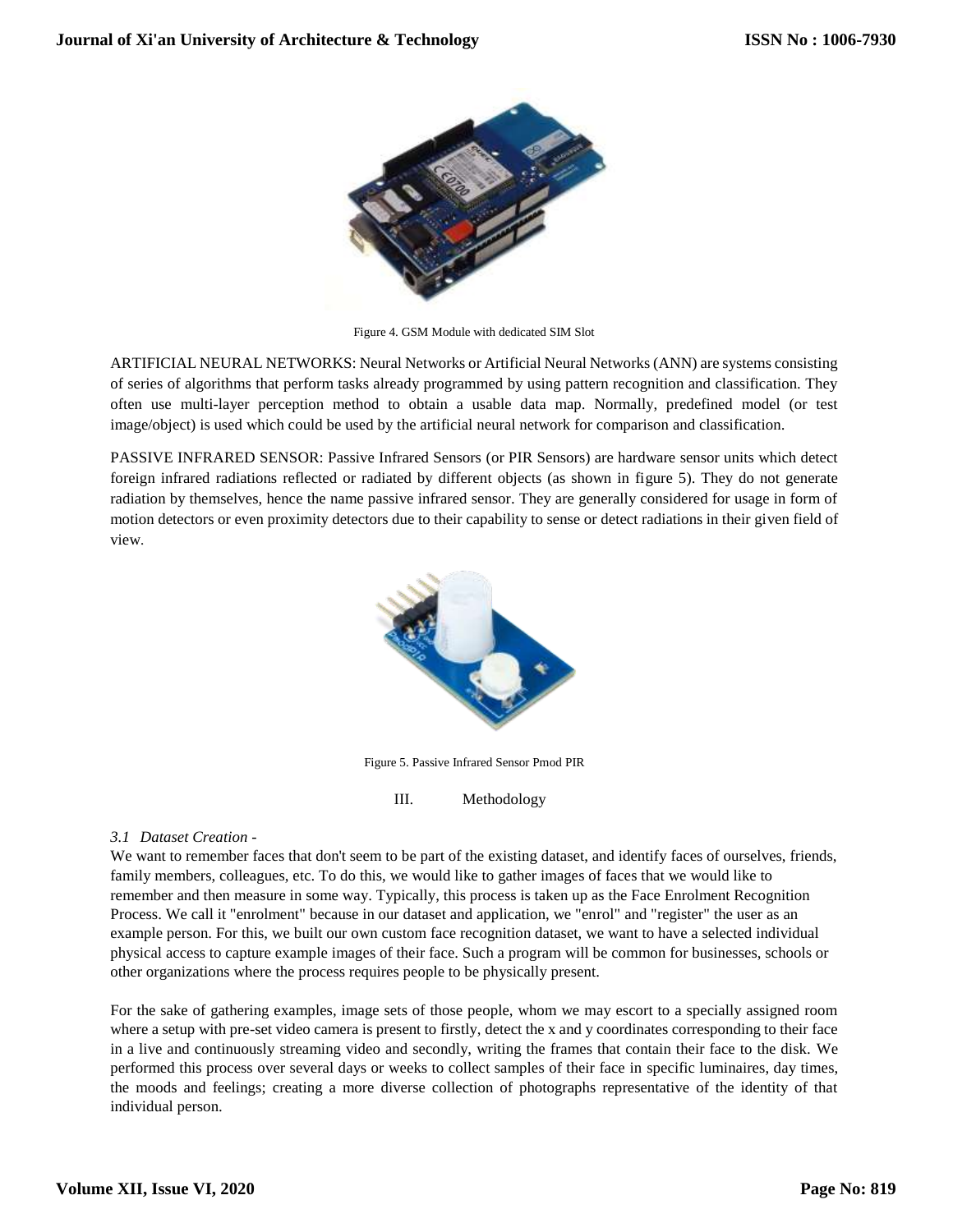Figure 4. GSM Module with dedicated SIM Slot

ARTIFICIAL NEURAL NETWORKS: Neural Networks or Artificial Neural Networks (ANN) are systems consisting of series of algorithms that perform tasks already programmed by using pattern recognition and classification. They often use multi-layer perception method to obtain a usable data map. Normally, predefined model (or test image/object) is used which could be used by the artificial neural network for comparison and classification.

PASSIVE INFRARED SENSOR: Passive Infrared Sensors (or PIR Sensors) are hardware sensor units which detect foreign infrared radiations reflected or radiated by different objects (as shown in figure 5). They do not generate radiation by themselves, hence the name passive infrared sensor. They are generally considered for usage in form of motion detectors or even proximity detectors due to their capability to sense or detect radiations in their given field of view.

Figure 5. Passive Infrared Sensor Pmod PIR

## III. Methodology

### *3.1 Dataset Creation -*

We want to remember faces that don't seem to be part of the existing dataset, and identify faces of ourselves, friends, family members, colleagues, etc. To do this, we would like to gather images of faces that we would like to remember and then measure in some way. Typically, this process is taken up as the Face Enrolment Recognition Process. We call it "enrolment" because in our dataset and application, we "enrol" and "register" the user as an example person. For this, we built our own custom face recognition dataset, we want to have a selected individual physical access to capture example images of their face. Such a program will be common for businesses, schools or other organizations where the process requires people to be physically present.

For the sake of gathering examples, image sets of those people, whom we may escort to a specially assigned room where a setup with pre-set video camera is present to firstly, detect the x and y coordinates corresponding to their face in a live and continuously streaming video and secondly, writing the frames that contain their face to the disk. We performed this process over several days or weeks to collect samples of their face in specific luminaires, day times, the moods and feelings; creating a more diverse collection of photographs representative of the identity of that individual person.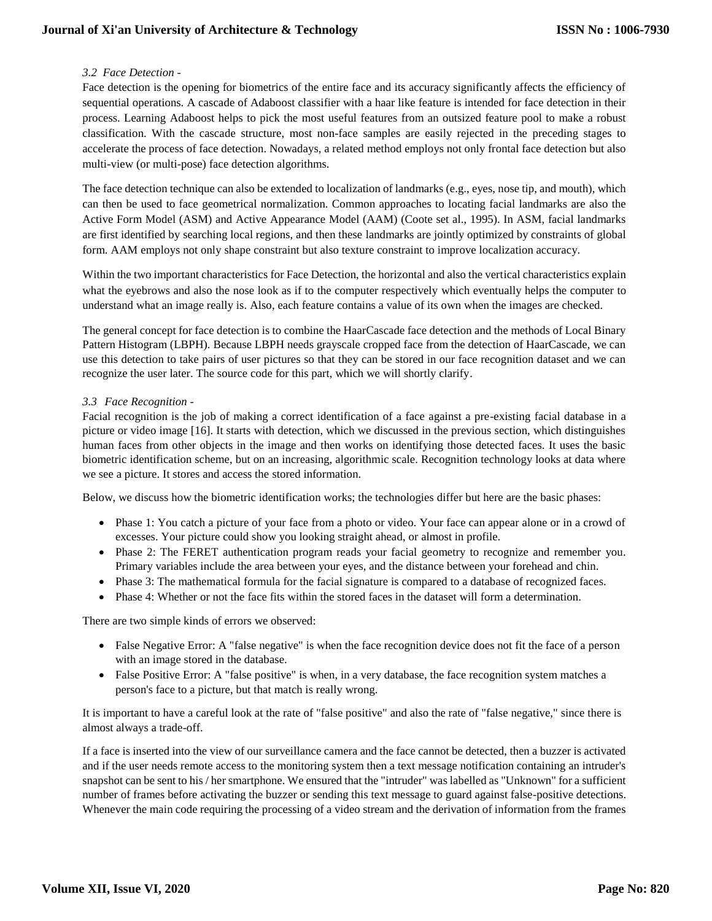*3.2 Face Detection -*

Face detection is the opening for biometrics of the entire face and its accuracy significantly affects the efficiency of sequential operations. A cascade of Adaboost classifier with a haar like feature is intended for face detection in their process. Learning Adaboost helps to pick the most useful features from an outsized feature pool to make a robust classification. With the cascade structure, most non-face samples are easily rejected in the preceding stages to accelerate the process of face detection. Nowadays, a related method employs not only frontal face detection but also multi-view (or multi-pose) face detection algorithms.

The face detection technique can also be extended to localization of landmarks (e.g., eyes, nose tip, and mouth), which can then be used to face geometrical normalization. Common approaches to locating facial landmarks are also the Active Form Model (ASM) and Active Appearance Model (AAM) (Coote set al., 1995). In ASM, facial landmarks are first identified by searching local regions, and then these landmarks are jointly optimized by constraints of global form. AAM employs not only shape constraint but also texture constraint to improve localization accuracy.

Within the two important characteristics for Face Detection, the horizontal and also the vertical characteristics explain what the eyebrows and also the nose look as if to the computer respectively which eventually helps the computer to understand what an image really is. Also, each feature contains a value of its own when the images are checked.

The general concept for face detection is to combine the HaarCascade face detection and the methods of Local Binary Pattern Histogram (LBPH). Because LBPH needs grayscale cropped face from the detection of HaarCascade, we can use this detection to take pairs of user pictures so that they can be stored in our face recognition dataset and we can recognize the user later. The source code for this part, which we will shortly clarify.

*3.3 Face Recognition -*

Facial recognition is the job of making a correct identification of a face against a pre-existing facial database in a picture or video image [16]. It starts with detection, which we discussed in the previous section, which distinguishes human faces from other objects in the image and then works on identifying those detected faces. It uses the basic biometric identification scheme, but on an increasing, algorithmic scale. Recognition technology looks at data where we see a picture. It stores and access the stored information.

Below, we discuss how the biometric identification works; the technologies differ but here are the basic phases:

- Phase 1: You catch a picture of your face from a photo or video. Your face can appear alone or in a crowd of excesses. Your picture could show you looking straight ahead, or almost in profile.
- Phase 2: The FERET authentication program reads your facial geometry to recognize and remember you. Primary variables include the area between your eyes, and the distance between your forehead and chin.
- Phase 3: The mathematical formula for the facial signature is compared to a database of recognized faces.
- Phase 4: Whether or not the face fits within the stored faces in the dataset will form a determination.

There are two simple kinds of errors we observed:

- False Negative Error: A "false negative" is when the face recognition device does not fit the face of a person with an image stored in the database.
- False Positive Error: A "false positive" is when, in a very database, the face recognition system matches a person's face to a picture, but that match is really wrong.

It is important to have a careful look at the rate of "false positive" and also the rate of "false negative," since there is almost always a trade-off.

If a face is inserted into the view of our surveillance camera and the face cannot be detected, then a buzzer is activated and if the user needs remote access to the monitoring system then a text message notification containing an intruder's snapshot can be sent to his / her smartphone. We ensured that the "intruder" was labelled as "Unknown" for a sufficient number of frames before activating the buzzer or sending this text message to guard against false-positive detections. Whenever the main code requiring the processing of a video stream and the derivation of information from the frames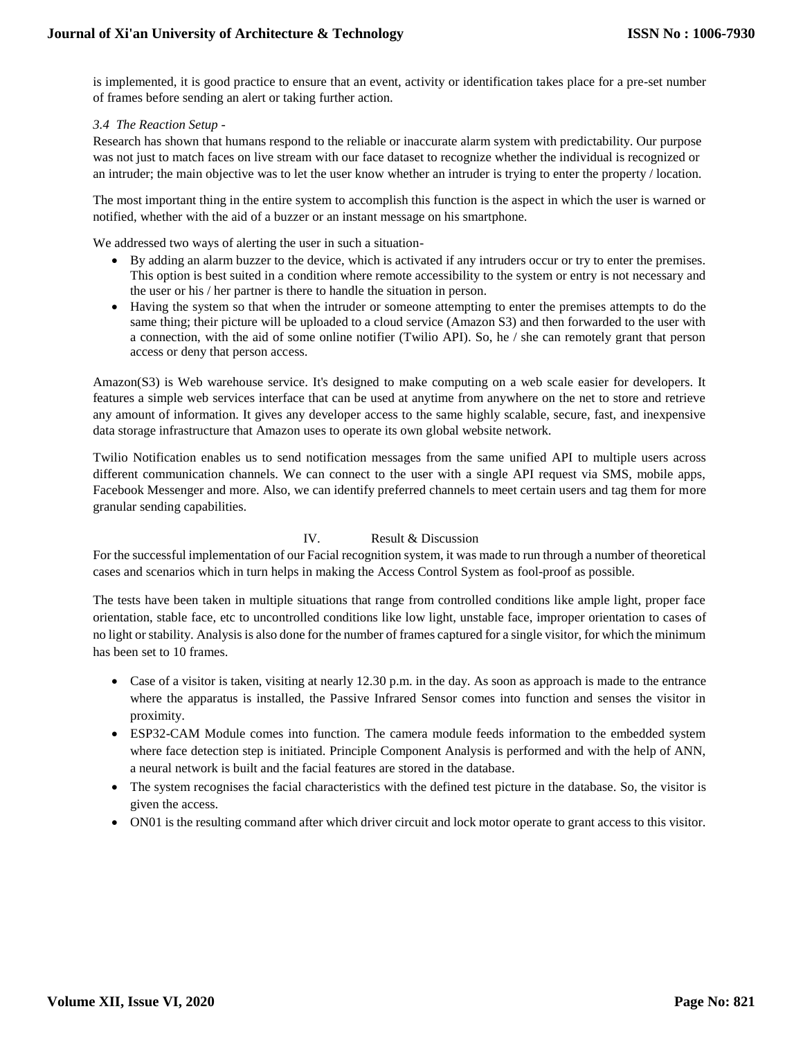is implemented, it is good practice to ensure that an event, activity or identification takes place for a pre-set number of frames before sending an alert or taking further action.

### *3.4 The Reaction Setup -*

Research has shown that humans respond to the reliable or inaccurate alarm system with predictability. Our purpose was not just to match faces on live stream with our face dataset to recognize whether the individual is recognized or an intruder; the main objective was to let the user know whether an intruder is trying to enter the property / location.

The most important thing in the entire system to accomplish this function is the aspect in which the user is warned or notified, whether with the aid of a buzzer or an instant message on his smartphone.

We addressed two ways of alerting the user in such a situation-

- By adding an alarm buzzer to the device, which is activated if any intruders occur or try to enter the premises. This option is best suited in a condition where remote accessibility to the system or entry is not necessary and the user or his / her partner is there to handle the situation in person.
- Having the system so that when the intruder or someone attempting to enter the premises attempts to do the same thing; their picture will be uploaded to a cloud service (Amazon S3) and then forwarded to the user with a connection, with the aid of some online notifier (Twilio API). So, he / she can remotely grant that person access or deny that person access.

Amazon(S3) is Web warehouse service. It's designed to make computing on a web scale easier for developers. It features a simple web services interface that can be used at anytime from anywhere on the net to store and retrieve any amount of information. It gives any developer access to the same highly scalable, secure, fast, and inexpensive data storage infrastructure that Amazon uses to operate its own global website network.

Twilio Notification enables us to send notification messages from the same unified API to multiple users across different communication channels. We can connect to the user with a single API request via SMS, mobile apps, Facebook Messenger and more. Also, we can identify preferred channels to meet certain users and tag them for more granular sending capabilities.

## IV. Result & Discussion

For the successful implementation of our Facial recognition system, it was made to run through a number of theoretical cases and scenarios which in turn helps in making the Access Control System as fool-proof as possible.

The tests have been taken in multiple situations that range from controlled conditions like ample light, proper face orientation, stable face, etc to uncontrolled conditions like low light, unstable face, improper orientation to cases of no light or stability. Analysis is also done for the number of frames captured for a single visitor, for which the minimum has been set to 10 frames.

- Case of a visitor is taken, visiting at nearly 12.30 p.m. in the day. As soon as approach is made to the entrance where the apparatus is installed, the Passive Infrared Sensor comes into function and senses the visitor in proximity.
- ESP32-CAM Module comes into function. The camera module feeds information to the embedded system where face detection step is initiated. Principle Component Analysis is performed and with the help of ANN, a neural network is built and the facial features are stored in the database.
- The system recognises the facial characteristics with the defined test picture in the database. So, the visitor is given the access.
- ON01 is the resulting command after which driver circuit and lock motor operate to grant access to this visitor.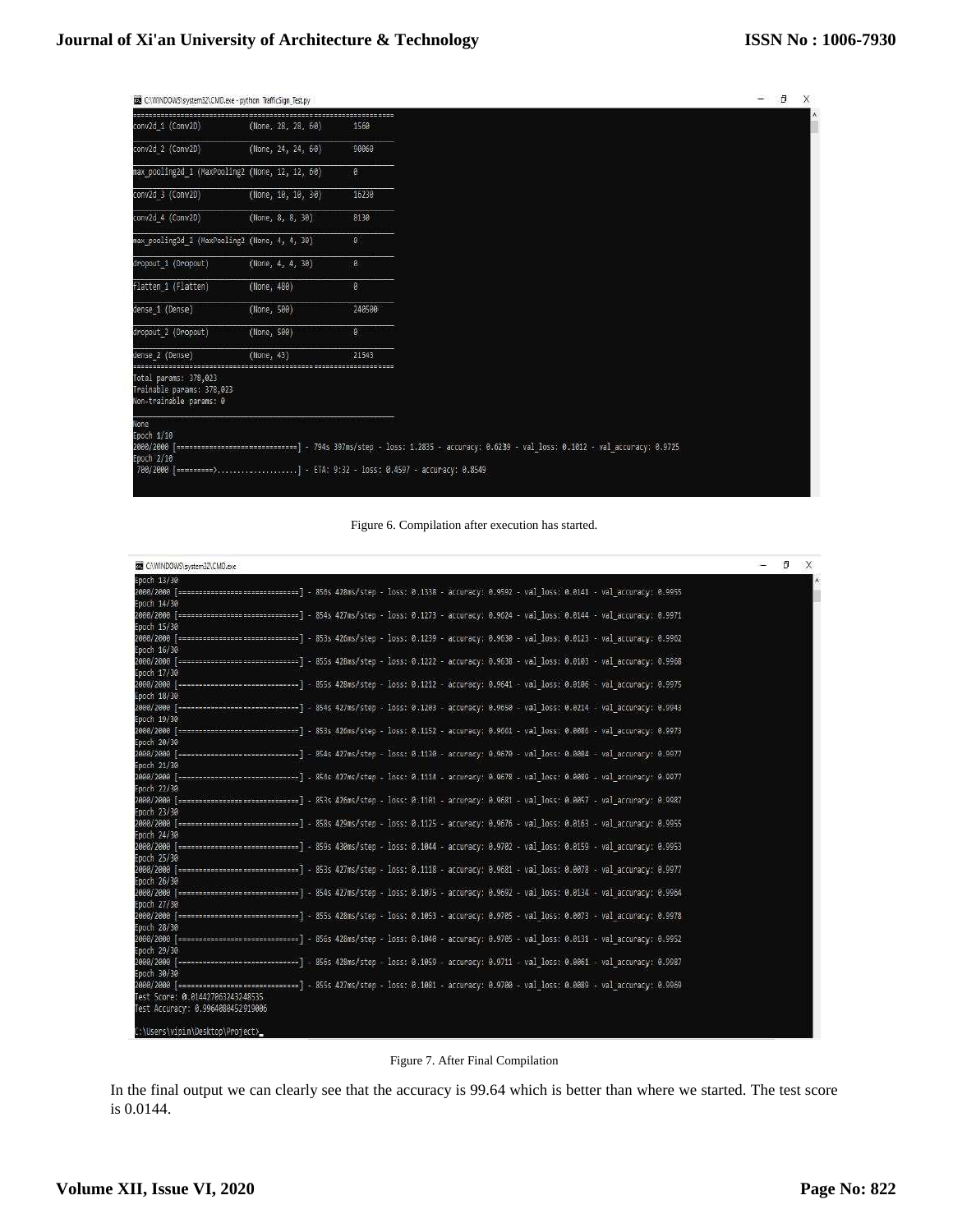```
C:\WINDOWS\system32\CMD.exe - python TrafficSign_Test.py
=================================================================
conv2d_1 (Conv2D)            (None, 28, 28, 60)        1560
_________________________________________________________________
conv2d_2 (Conv2D)            (None, 24, 24, 60)        90060
_________________________________________________________________
max_pooling2d_1 (MaxPooling2 (None, 12, 12, 60)        0
_________________________________________________________________
conv2d_3 (Conv2D)            (None, 10, 10, 30)        16230
_________________________________________________________________
conv2d_4 (Conv2D)            (None, 8, 8, 30)          8130
_________________________________________________________________
max_pooling2d_2 (MaxPooling2 (None, 4, 4, 30)          0
_________________________________________________________________
dropout_1 (Dropout)          (None, 4, 4, 30)          0
_________________________________________________________________
flatten_1 (Flatten)          (None, 480)               0
_________________________________________________________________
dense_1 (Dense)              (None, 500)               240500
_________________________________________________________________
dropout_2 (Dropout)          (None, 500)               0
_________________________________________________________________
dense_2 (Dense)              (None, 43)                21543
=================================================================
Total params: 378,023
Trainable params: 378,023
Non-trainable params: 0
_________________________________________________________________
None
Epoch 1/10
2000/2000 [==============================] - 794s 397ms/step - loss: 1.2835 - accuracy: 0.6239 - val_loss: 0.1012 - val_accuracy: 0.9725
Epoch 2/10
 780/2000 [=========>....................] - ETA: 9:32 - loss: 0.4597 - accuracy: 0.8549
```

Figure 6. Compilation after execution has started.

```
C:\WINDOWS\system32\CMD.exe
Epoch 13/30
2000/2000 [==============================] - 856s 428ms/step - loss: 0.1338 - accuracy: 0.9592 - val_loss: 0.0141 - val_accuracy: 0.9955
Epoch 14/30
2000/2000 [==============================] - 854s 427ms/step - loss: 0.1273 - accuracy: 0.9624 - val_loss: 0.0144 - val_accuracy: 0.9971
Epoch 15/30
2000/2000 [==============================] - 853s 426ms/step - loss: 0.1239 - accuracy: 0.9630 - val_loss: 0.0123 - val_accuracy: 0.9962
Epoch 16/30
2000/2000 [==============================] - 855s 428ms/step - loss: 0.1222 - accuracy: 0.9638 - val_loss: 0.0103 - val_accuracy: 0.9968
Epoch 17/30
2000/2000 [==============================] - 855s 428ms/step - loss: 0.1212 - accuracy: 0.9641 - val_loss: 0.0106 - val_accuracy: 0.9975
Epoch 18/30
2000/2000 [==============================] - 854s 427ms/step - loss: 0.1203 - accuracy: 0.9650 - val_loss: 0.0214 - val_accuracy: 0.9943
Epoch 19/30
2000/2000 [==============================] - 853s 426ms/step - loss: 0.1152 - accuracy: 0.9661 - val_loss: 0.0086 - val_accuracy: 0.9973
Epoch 20/30
2000/2000 [==============================] - 854s 427ms/step - loss: 0.1130 - accuracy: 0.9670 - val_loss: 0.0084 - val_accuracy: 0.9977
Epoch 21/30
2000/2000 [==============================] - 854s 427ms/step - loss: 0.1114 - accuracy: 0.9678 - val_loss: 0.0089 - val_accuracy: 0.9977
Epoch 22/30
2000/2000 [==============================] - 853s 426ms/step - loss: 0.1101 - accuracy: 0.9681 - val_loss: 0.0057 - val_accuracy: 0.9987
Epoch 23/30
2000/2000 [==============================] - 858s 429ms/step - loss: 0.1125 - accuracy: 0.9676 - val_loss: 0.0163 - val_accuracy: 0.9955
Epoch 24/30
2000/2000 [==============================] - 859s 430ms/step - loss: 0.1044 - accuracy: 0.9702 - val_loss: 0.0159 - val_accuracy: 0.9953
Epoch 25/30
2000/2000 [==============================] - 853s 427ms/step - loss: 0.1118 - accuracy: 0.9681 - val_loss: 0.0078 - val_accuracy: 0.9977
Epoch 26/30
2000/2000 [==============================] - 854s 427ms/step - loss: 0.1075 - accuracy: 0.9692 - val_loss: 0.0134 - val_accuracy: 0.9964
Epoch 27/30
2000/2000 [==============================] - 855s 428ms/step - loss: 0.1053 - accuracy: 0.9705 - val_loss: 0.0073 - val_accuracy: 0.9978
Epoch 28/30
2000/2000 [==============================] - 856s 428ms/step - loss: 0.1040 - accuracy: 0.9705 - val_loss: 0.0131 - val_accuracy: 0.9952
Epoch 29/30
2000/2000 [==============================] - 856s 428ms/step - loss: 0.1059 - accuracy: 0.9711 - val_loss: 0.0061 - val_accuracy: 0.9987
Epoch 30/30
2000/2000 [==============================] - 855s 427ms/step - loss: 0.1081 - accuracy: 0.9700 - val_loss: 0.0089 - val_accuracy: 0.9969
Test Score: 0.014427063243248535
Test Accuracy: 0.9964080452919006

C:\Users\vipin\Desktop\Project>_
```

Figure 7. After Final Compilation

In the final output we can clearly see that the accuracy is 99.64 which is better than where we started. The test score is 0.0144.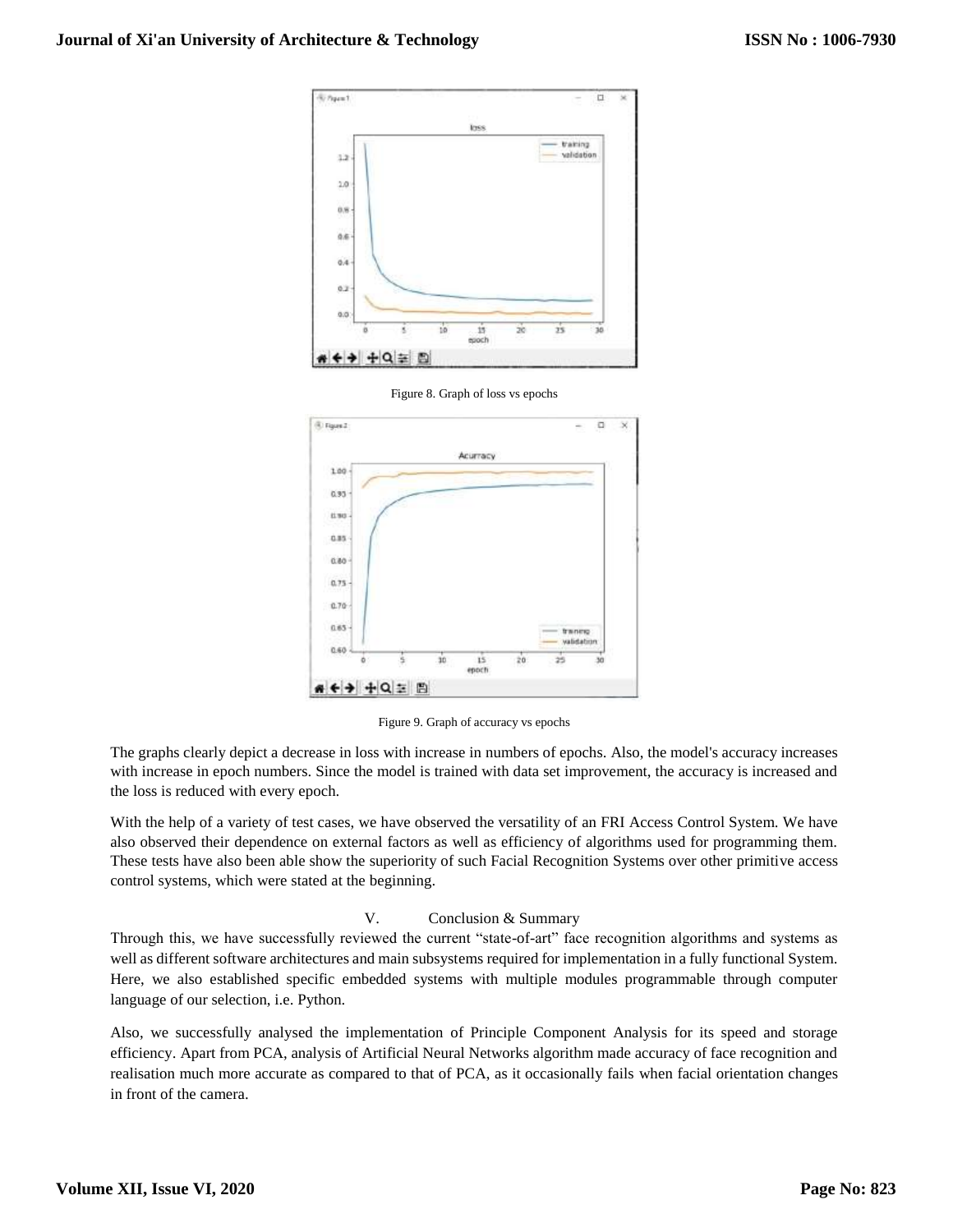Figure 8. Graph of loss vs epochs

Figure 9. Graph of accuracy vs epochs

The graphs clearly depict a decrease in loss with increase in numbers of epochs. Also, the model's accuracy increases with increase in epoch numbers. Since the model is trained with data set improvement, the accuracy is increased and the loss is reduced with every epoch.

With the help of a variety of test cases, we have observed the versatility of an FRI Access Control System. We have also observed their dependence on external factors as well as efficiency of algorithms used for programming them. These tests have also been able show the superiority of such Facial Recognition Systems over other primitive access control systems, which were stated at the beginning.

## V. Conclusion & Summary

Through this, we have successfully reviewed the current "state-of-art" face recognition algorithms and systems as well as different software architectures and main subsystems required for implementation in a fully functional System. Here, we also established specific embedded systems with multiple modules programmable through computer language of our selection, i.e. Python.

Also, we successfully analysed the implementation of Principle Component Analysis for its speed and storage efficiency. Apart from PCA, analysis of Artificial Neural Networks algorithm made accuracy of face recognition and realisation much more accurate as compared to that of PCA, as it occasionally fails when facial orientation changes in front of the camera.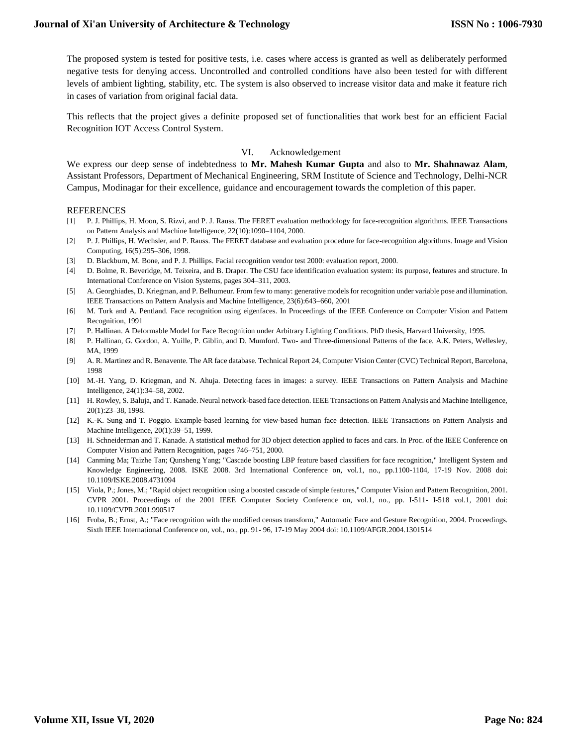The proposed system is tested for positive tests, i.e. cases where access is granted as well as deliberately performed negative tests for denying access. Uncontrolled and controlled conditions have also been tested for with different levels of ambient lighting, stability, etc. The system is also observed to increase visitor data and make it feature rich in cases of variation from original facial data.

This reflects that the project gives a definite proposed set of functionalities that work best for an efficient Facial Recognition IOT Access Control System.

## VI. Acknowledgement

We express our deep sense of indebtedness to **Mr. Mahesh Kumar Gupta** and also to **Mr. Shahnawaz Alam**, Assistant Professors, Department of Mechanical Engineering, SRM Institute of Science and Technology, Delhi-NCR Campus, Modinagar for their excellence, guidance and encouragement towards the completion of this paper.

## REFERENCES

[1] P. J. Phillips, H. Moon, S. Rizvi, and P. J. Rauss. The FERET evaluation methodology for face-recognition algorithms. IEEE Transactions on Pattern Analysis and Machine Intelligence, 22(10):1090–1104, 2000.

[2] P. J. Phillips, H. Wechsler, and P. Rauss. The FERET database and evaluation procedure for face-recognition algorithms. Image and Vision Computing, 16(5):295–306, 1998.

[3] D. Blackburn, M. Bone, and P. J. Phillips. Facial recognition vendor test 2000: evaluation report, 2000.

[4] D. Bolme, R. Beveridge, M. Teixeira, and B. Draper. The CSU face identification evaluation system: its purpose, features and structure. In International Conference on Vision Systems, pages 304–311, 2003.

[5] A. Georghiades, D. Kriegman, and P. Belhumeur. From few to many: generative models for recognition under variable pose and illumination. IEEE Transactions on Pattern Analysis and Machine Intelligence, 23(6):643–660, 2001

[6] M. Turk and A. Pentland. Face recognition using eigenfaces. In Proceedings of the IEEE Conference on Computer Vision and Pattern Recognition, 1991

[7] P. Hallinan. A Deformable Model for Face Recognition under Arbitrary Lighting Conditions. PhD thesis, Harvard University, 1995.

[8] P. Hallinan, G. Gordon, A. Yuille, P. Giblin, and D. Mumford. Two- and Three-dimensional Patterns of the face. A.K. Peters, Wellesley, MA, 1999

[9] A. R. Martinez and R. Benavente. The AR face database. Technical Report 24, Computer Vision Center (CVC) Technical Report, Barcelona, 1998

[10] M.-H. Yang, D. Kriegman, and N. Ahuja. Detecting faces in images: a survey. IEEE Transactions on Pattern Analysis and Machine Intelligence, 24(1):34–58, 2002.

[11] H. Rowley, S. Baluja, and T. Kanade. Neural network-based face detection. IEEE Transactions on Pattern Analysis and Machine Intelligence, 20(1):23–38, 1998.

[12] K.-K. Sung and T. Poggio. Example-based learning for view-based human face detection. IEEE Transactions on Pattern Analysis and Machine Intelligence, 20(1):39–51, 1999.

[13] H. Schneiderman and T. Kanade. A statistical method for 3D object detection applied to faces and cars. In Proc. of the IEEE Conference on Computer Vision and Pattern Recognition, pages 746–751, 2000.

[14] Canming Ma; Taizhe Tan; Qunsheng Yang; "Cascade boosting LBP feature based classifiers for face recognition," Intelligent System and Knowledge Engineering, 2008. ISKE 2008. 3rd International Conference on, vol.1, no., pp.1100-1104, 17-19 Nov. 2008 doi: 10.1109/ISKE.2008.4731094

[15] Viola, P.; Jones, M.; "Rapid object recognition using a boosted cascade of simple features," Computer Vision and Pattern Recognition, 2001. CVPR 2001. Proceedings of the 2001 IEEE Computer Society Conference on, vol.1, no., pp. I-511- I-518 vol.1, 2001 doi: 10.1109/CVPR.2001.990517

[16] Froba, B.; Ernst, A.; "Face recognition with the modified census transform," Automatic Face and Gesture Recognition, 2004. Proceedings. Sixth IEEE International Conference on, vol., no., pp. 91- 96, 17-19 May 2004 doi: 10.1109/AFGR.2004.1301514